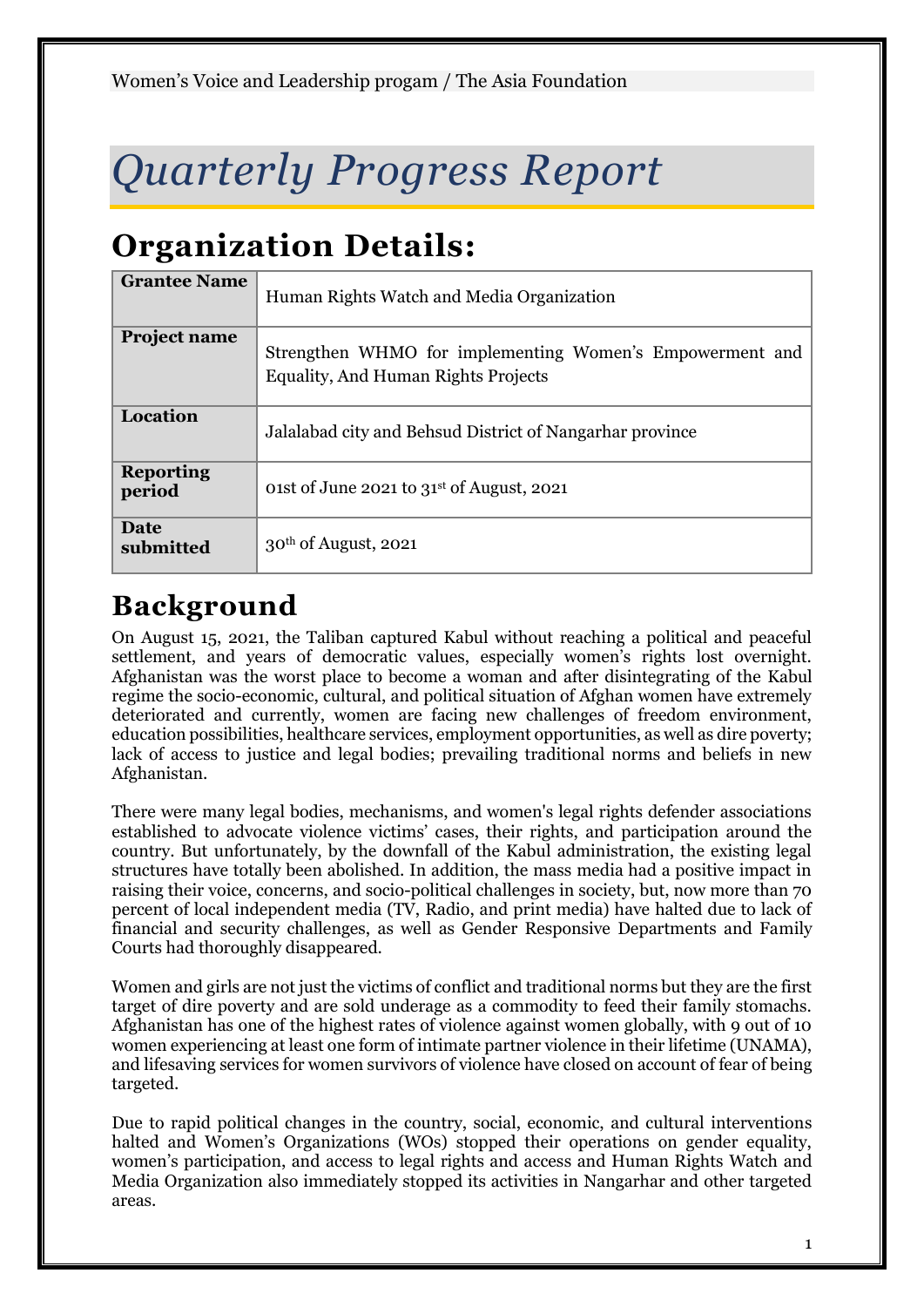Women's Voice and Leadership progam / The Asia Foundation

# *Quarterly Progress Report*

## Organization Details:

| **Grantee Name** | Human Rights Watch and Media Organization |
|---|---|
| **Project name** | Strengthen WHMO for implementing Women's Empowerment and Equality, And Human Rights Projects |
| **Location** | Jalalabad city and Behsud District of Nangarhar province |
| **Reporting period** | 01st of June 2021 to 31st of August, 2021 |
| **Date submitted** | 30th of August, 2021 |

## Background

On August 15, 2021, the Taliban captured Kabul without reaching a political and peaceful settlement, and years of democratic values, especially women's rights lost overnight. Afghanistan was the worst place to become a woman and after disintegrating of the Kabul regime the socio-economic, cultural, and political situation of Afghan women have extremely deteriorated and currently, women are facing new challenges of freedom environment, education possibilities, healthcare services, employment opportunities, as well as dire poverty; lack of access to justice and legal bodies; prevailing traditional norms and beliefs in new Afghanistan.

There were many legal bodies, mechanisms, and women's legal rights defender associations established to advocate violence victims' cases, their rights, and participation around the country. But unfortunately, by the downfall of the Kabul administration, the existing legal structures have totally been abolished. In addition, the mass media had a positive impact in raising their voice, concerns, and socio-political challenges in society, but, now more than 70 percent of local independent media (TV, Radio, and print media) have halted due to lack of financial and security challenges, as well as Gender Responsive Departments and Family Courts had thoroughly disappeared.

Women and girls are not just the victims of conflict and traditional norms but they are the first target of dire poverty and are sold underage as a commodity to feed their family stomachs. Afghanistan has one of the highest rates of violence against women globally, with 9 out of 10 women experiencing at least one form of intimate partner violence in their lifetime (UNAMA), and lifesaving services for women survivors of violence have closed on account of fear of being targeted.

Due to rapid political changes in the country, social, economic, and cultural interventions halted and Women's Organizations (WOs) stopped their operations on gender equality, women's participation, and access to legal rights and access and Human Rights Watch and Media Organization also immediately stopped its activities in Nangarhar and other targeted areas.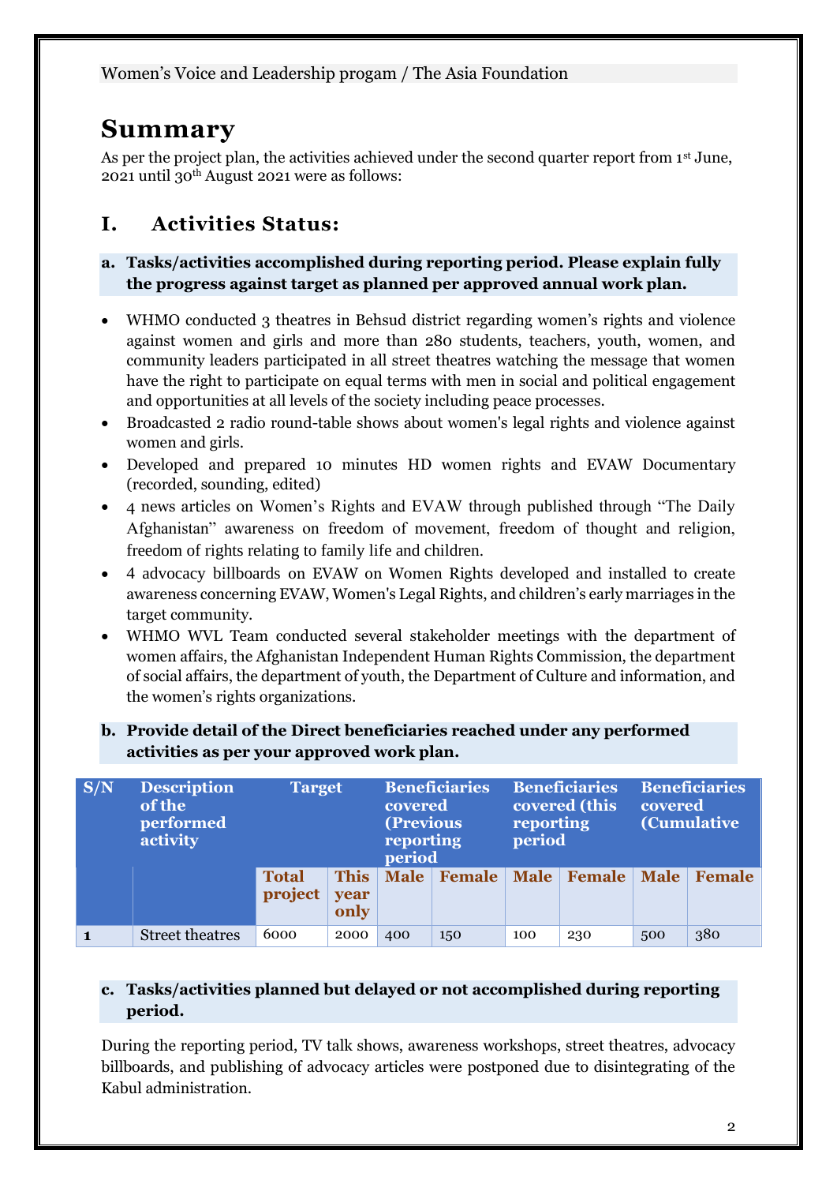Women's Voice and Leadership progam / The Asia Foundation

# Summary

As per the project plan, the activities achieved under the second quarter report from 1st June, 2021 until 30th August 2021 were as follows:

## I. Activities Status:

### a. Tasks/activities accomplished during reporting period. Please explain fully the progress against target as planned per approved annual work plan.

- WHMO conducted 3 theatres in Behsud district regarding women's rights and violence against women and girls and more than 280 students, teachers, youth, women, and community leaders participated in all street theatres watching the message that women have the right to participate on equal terms with men in social and political engagement and opportunities at all levels of the society including peace processes.
- Broadcasted 2 radio round-table shows about women's legal rights and violence against women and girls.
- Developed and prepared 10 minutes HD women rights and EVAW Documentary (recorded, sounding, edited)
- 4 news articles on Women's Rights and EVAW through published through "The Daily Afghanistan" awareness on freedom of movement, freedom of thought and religion, freedom of rights relating to family life and children.
- 4 advocacy billboards on EVAW on Women Rights developed and installed to create awareness concerning EVAW, Women's Legal Rights, and children's early marriages in the target community.
- WHMO WVL Team conducted several stakeholder meetings with the department of women affairs, the Afghanistan Independent Human Rights Commission, the department of social affairs, the department of youth, the Department of Culture and information, and the women's rights organizations.

### b. Provide detail of the Direct beneficiaries reached under any performed activities as per your approved work plan.

| S/N | Description of the performed activity | Target | | Beneficiaries covered (Previous reporting period | | Beneficiaries covered (this reporting period | | Beneficiaries covered (Cumulative | |
|---|---|---|---|---|---|---|---|---|---|
| | | Total project | This year only | Male | Female | Male | Female | Male | Female |
| 1 | Street theatres | 6000 | 2000 | 400 | 150 | 100 | 230 | 500 | 380 |

### c. Tasks/activities planned but delayed or not accomplished during reporting period.

During the reporting period, TV talk shows, awareness workshops, street theatres, advocacy billboards, and publishing of advocacy articles were postponed due to disintegrating of the Kabul administration.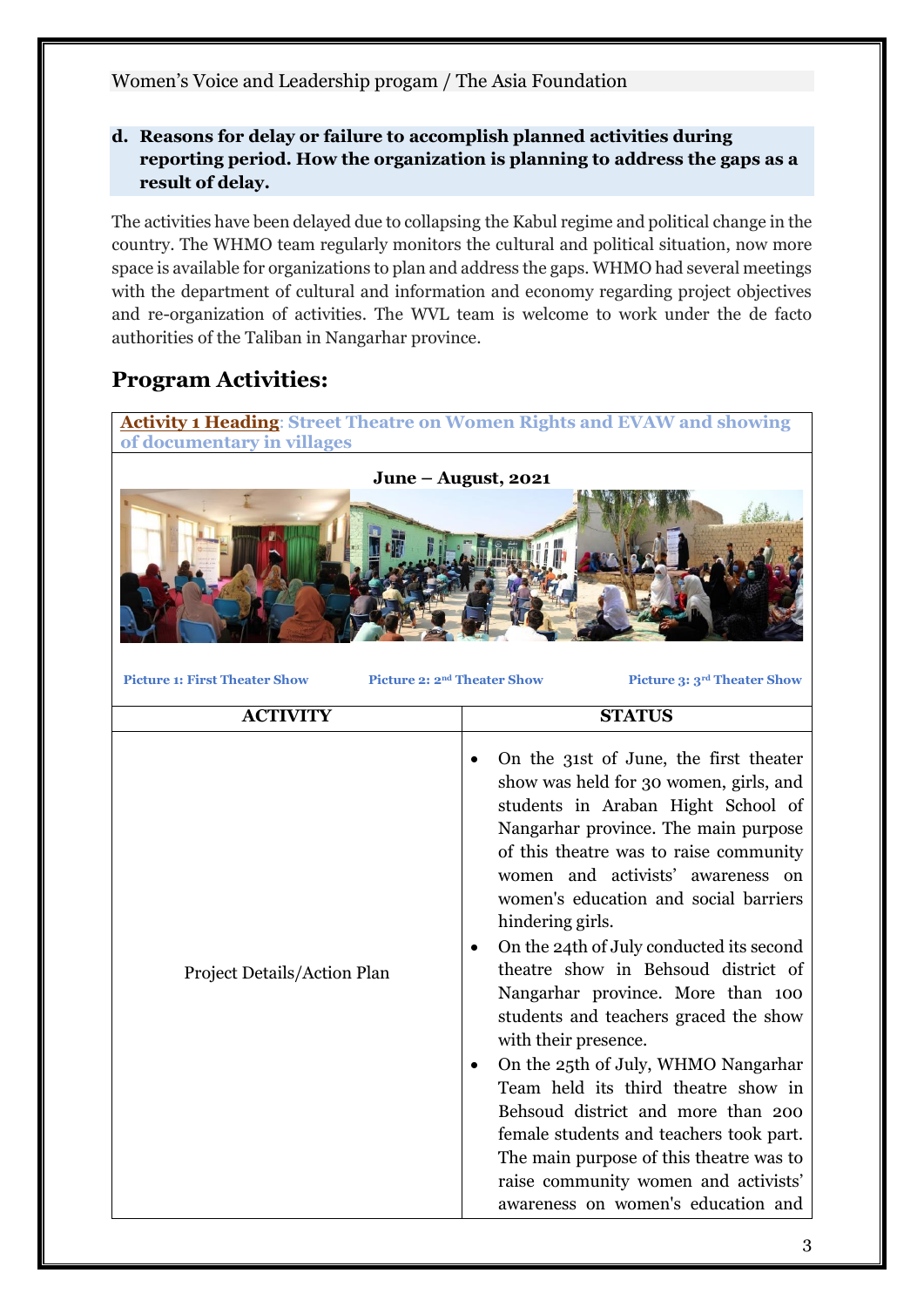Women's Voice and Leadership progam / The Asia Foundation

**d. Reasons for delay or failure to accomplish planned activities during reporting period. How the organization is planning to address the gaps as a result of delay.**

The activities have been delayed due to collapsing the Kabul regime and political change in the country. The WHMO team regularly monitors the cultural and political situation, now more space is available for organizations to plan and address the gaps. WHMO had several meetings with the department of cultural and information and economy regarding project objectives and re-organization of activities. The WVL team is welcome to work under the de facto authorities of the Taliban in Nangarhar province.

## Program Activities:

**Activity 1 Heading**: **Street Theatre on Women Rights and EVAW and showing of documentary in villages**

**June – August, 2021**

Picture 1: First Theater Show    Picture 2: 2nd Theater Show    Picture 3: 3rd Theater Show

| ACTIVITY | STATUS |
|---|---|
| Project Details/Action Plan | • On the 31st of June, the first theater show was held for 30 women, girls, and students in Araban Hight School of Nangarhar province. The main purpose of this theatre was to raise community women and activists' awareness on women's education and social barriers hindering girls.<br>• On the 24th of July conducted its second theatre show in Behsoud district of Nangarhar province. More than 100 students and teachers graced the show with their presence.<br>• On the 25th of July, WHMO Nangarhar Team held its third theatre show in Behsoud district and more than 200 female students and teachers took part. The main purpose of this theatre was to raise community women and activists' awareness on women's education and |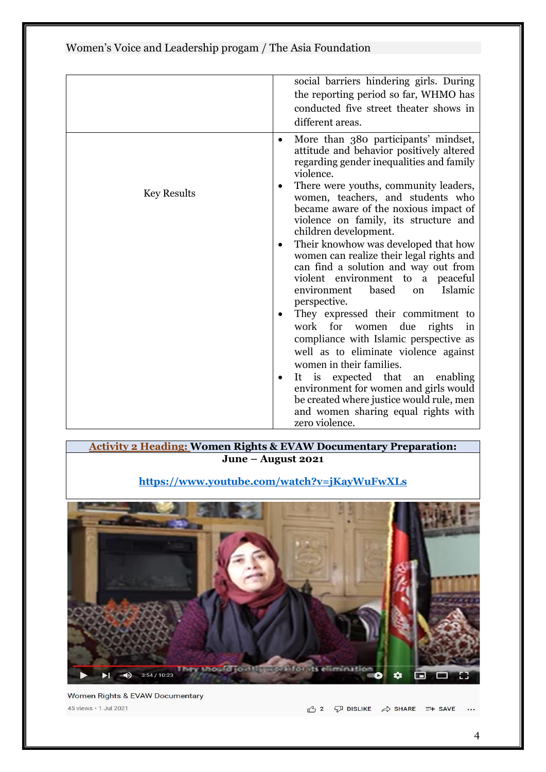| | |
|---|---|
| | social barriers hindering girls. During the reporting period so far, WHMO has conducted five street theater shows in different areas. |
| Key Results | • More than 380 participants' mindset, attitude and behavior positively altered regarding gender inequalities and family violence.<br>• There were youths, community leaders, women, teachers, and students who became aware of the noxious impact of violence on family, its structure and children development.<br>• Their knowhow was developed that how women can realize their legal rights and can find a solution and way out from violent environment to a peaceful environment based on Islamic perspective.<br>• They expressed their commitment to work for women due rights in compliance with Islamic perspective as well as to eliminate violence against women in their families.<br>• It is expected that an enabling environment for women and girls would be created where justice would rule, men and women sharing equal rights with zero violence. |

| **Activity 2 Heading: Women Rights & EVAW Documentary Preparation: June – August 2021** |
|---|
| **https://www.youtube.com/watch?v=jKayWuFwXLs** |

Women Rights & EVAW Documentary

45 views • 1 Jul 2021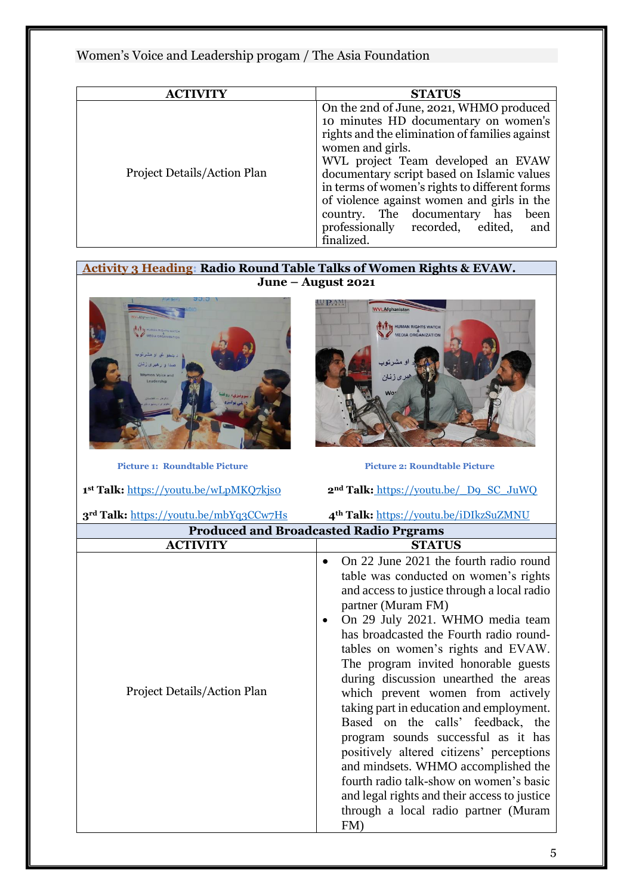Women's Voice and Leadership progam / The Asia Foundation

| ACTIVITY | STATUS |
| --- | --- |
| Project Details/Action Plan | On the 2nd of June, 2021, WHMO produced 10 minutes HD documentary on women's rights and the elimination of families against women and girls. WVL project Team developed an EVAW documentary script based on Islamic values in terms of women's rights to different forms of violence against women and girls in the country. The documentary has been professionally recorded, edited, and finalized. |

**Activity 3 Heading: Radio Round Table Talks of Women Rights & EVAW.**

**June – August 2021**

Picture 1: Roundtable Picture

Picture 2: Roundtable Picture

**1st Talk:** https://youtu.be/wLpMKQ7kjs0

**2nd Talk:** https://youtu.be/_D9_SC_JuWQ

**3rd Talk:** https://youtu.be/mbYq3CCw7Hs

**4th Talk:** https://youtu.be/iDIkzSuZMNU

**Produced and Broadcasted Radio Prgrams**

| ACTIVITY | STATUS |
| --- | --- |
| Project Details/Action Plan | • On 22 June 2021 the fourth radio round table was conducted on women's rights and access to justice through a local radio partner (Muram FM)<br>• On 29 July 2021. WHMO media team has broadcasted the Fourth radio round-tables on women's rights and EVAW. The program invited honorable guests during discussion unearthed the areas which prevent women from actively taking part in education and employment. Based on the calls' feedback, the program sounds successful as it has positively altered citizens' perceptions and mindsets. WHMO accomplished the fourth radio talk-show on women's basic and legal rights and their access to justice through a local radio partner (Muram FM) |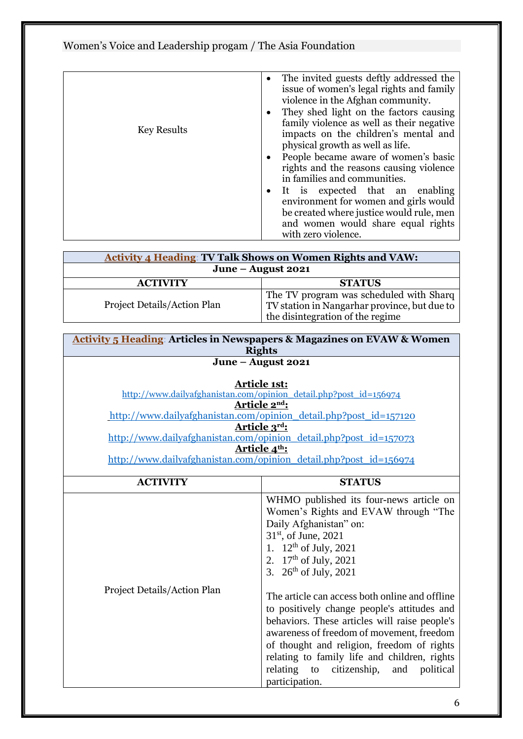| Key Results | <ul><li>The invited guests deftly addressed the issue of women's legal rights and family violence in the Afghan community.</li><li>They shed light on the factors causing family violence as well as their negative impacts on the children's mental and physical growth as well as life.</li><li>People became aware of women's basic rights and the reasons causing violence in families and communities.</li><li>It is expected that an enabling environment for women and girls would be created where justice would rule, men and women would share equal rights with zero violence.</li></ul> |
|---|---|

| **Activity 4 Heading: TV Talk Shows on Women Rights and VAW:** | |
|---|---|
| **June – August 2021** | |
| **ACTIVITY** | **STATUS** |
| Project Details/Action Plan | The TV program was scheduled with Sharq TV station in Nangarhar province, but due to the disintegration of the regime |

| **Activity 5 Heading: Articles in Newspapers & Magazines on EVAW & Women Rights** | |
|---|---|
| **June – August 2021**<br><br>**Article 1st:**<br>http://www.dailyafghanistan.com/opinion_detail.php?post_id=156974<br>**Article 2nd:**<br>http://www.dailyafghanistan.com/opinion_detail.php?post_id=157120<br>**Article 3rd:**<br>http://www.dailyafghanistan.com/opinion_detail.php?post_id=157073<br>**Article 4th:**<br>http://www.dailyafghanistan.com/opinion_detail.php?post_id=156974 | |
| **ACTIVITY** | **STATUS** |
| Project Details/Action Plan | WHMO published its four-news article on Women's Rights and EVAW through "The Daily Afghanistan" on:<br>31st, of June, 2021<br>1. 12th of July, 2021<br>2. 17th of July, 2021<br>3. 26th of July, 2021<br><br>The article can access both online and offline to positively change people's attitudes and behaviors. These articles will raise people's awareness of freedom of movement, freedom of thought and religion, freedom of rights relating to family life and children, rights relating to citizenship, and political participation. |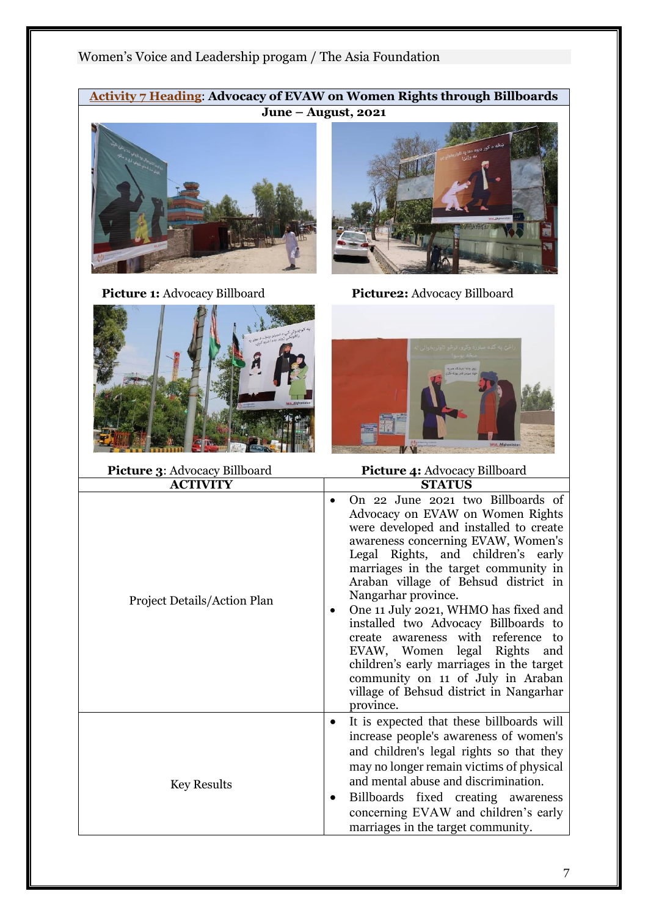Women's Voice and Leadership progam / The Asia Foundation

**Activity 7 Heading: Advocacy of EVAW on Women Rights through Billboards**

**June – August, 2021**

**Picture 1:** Advocacy Billboard

**Picture2:** Advocacy Billboard

**Picture 3**: Advocacy Billboard

**Picture 4:** Advocacy Billboard

| ACTIVITY | STATUS |
|---|---|
| Project Details/Action Plan | • On 22 June 2021 two Billboards of Advocacy on EVAW on Women Rights were developed and installed to create awareness concerning EVAW, Women's Legal Rights, and children's early marriages in the target community in Araban village of Behsud district in Nangarhar province.<br>• One 11 July 2021, WHMO has fixed and installed two Advocacy Billboards to create awareness with reference to EVAW, Women legal Rights and children's early marriages in the target community on 11 of July in Araban village of Behsud district in Nangarhar province. |
| Key Results | • It is expected that these billboards will increase people's awareness of women's and children's legal rights so that they may no longer remain victims of physical and mental abuse and discrimination.<br>• Billboards fixed creating awareness concerning EVAW and children's early marriages in the target community. |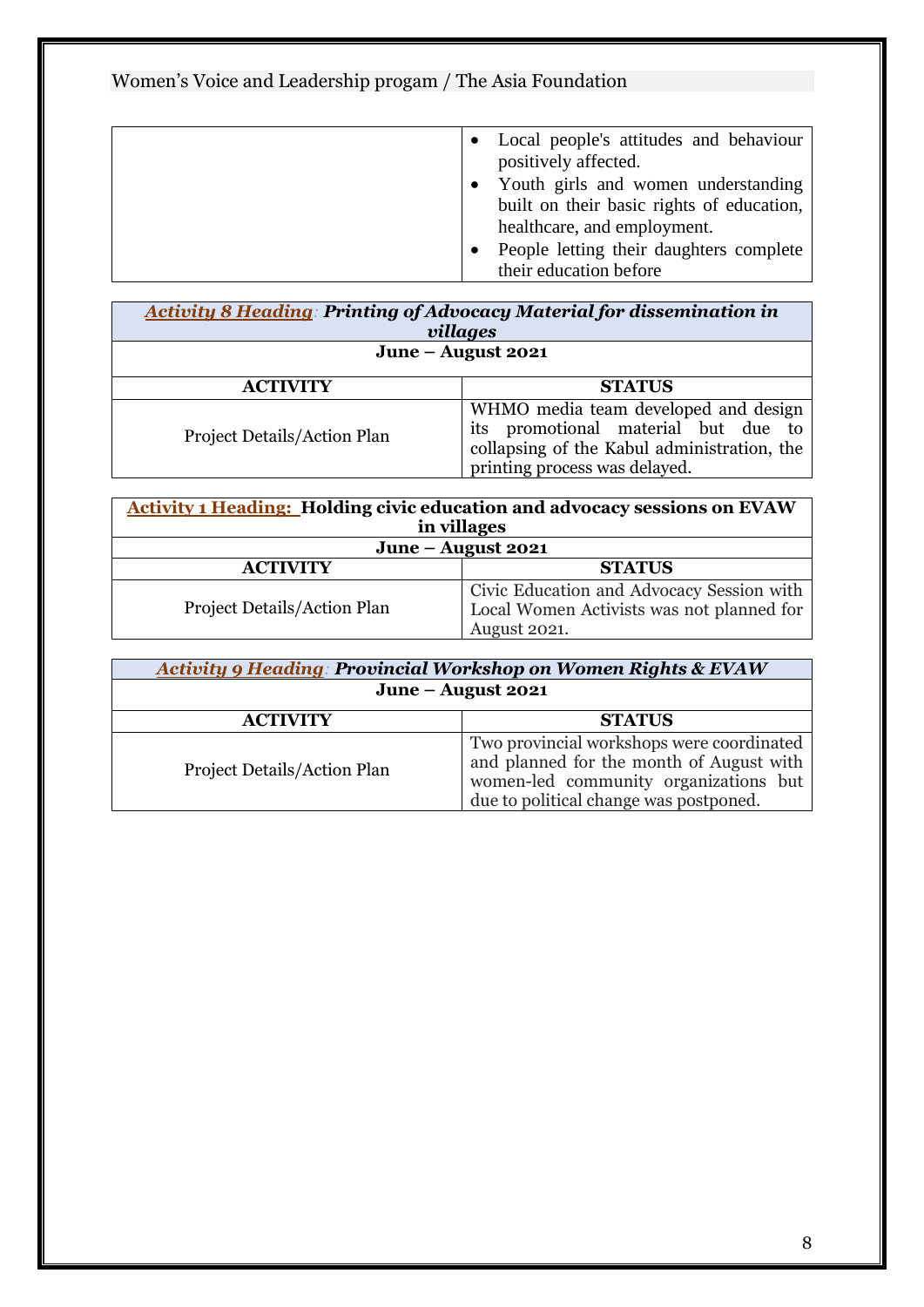| | • Local people's attitudes and behaviour positively affected.<br>• Youth girls and women understanding built on their basic rights of education, healthcare, and employment.<br>• People letting their daughters complete their education before |
|---|---|

| ***Activity 8 Heading**: Printing of Advocacy Material for dissemination in villages* | |
|---|---|
| **June – August 2021** | |
| **ACTIVITY** | **STATUS** |
| Project Details/Action Plan | WHMO media team developed and design its promotional material but due to collapsing of the Kabul administration, the printing process was delayed. |

| **Activity 1 Heading: Holding civic education and advocacy sessions on EVAW in villages** | |
|---|---|
| **June – August 2021** | |
| **ACTIVITY** | **STATUS** |
| Project Details/Action Plan | Civic Education and Advocacy Session with Local Women Activists was not planned for August 2021. |

| ***Activity 9 Heading**: Provincial Workshop on Women Rights & EVAW* | |
|---|---|
| **June – August 2021** | |
| **ACTIVITY** | **STATUS** |
| Project Details/Action Plan | Two provincial workshops were coordinated and planned for the month of August with women-led community organizations but due to political change was postponed. |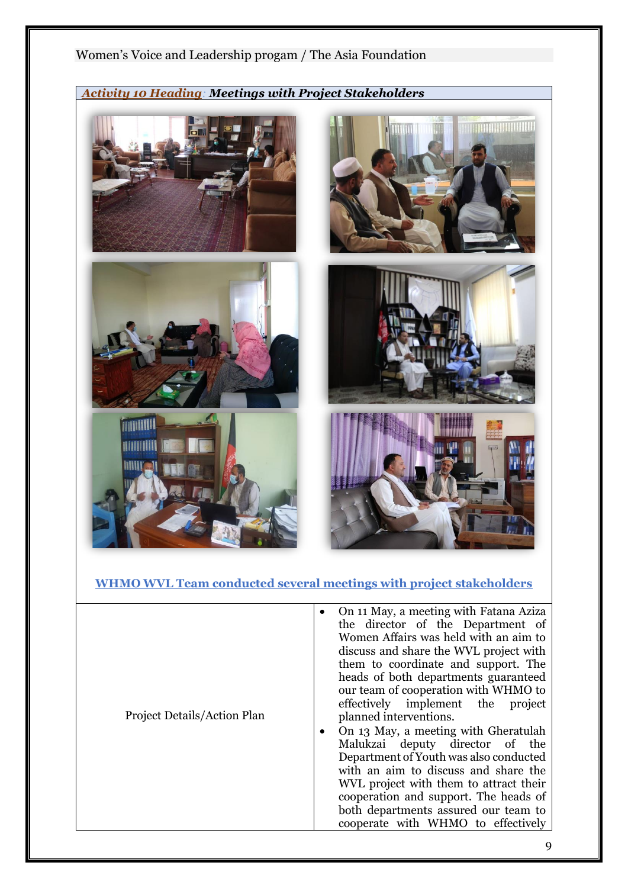| *Activity 10 Heading*: ***Meetings with Project Stakeholders*** | |
|---|---|
| **WHMO WVL Team conducted several meetings with project stakeholders** | |
| Project Details/Action Plan | • On 11 May, a meeting with Fatana Aziza the director of the Department of Women Affairs was held with an aim to discuss and share the WVL project with them to coordinate and support. The heads of both departments guaranteed our team of cooperation with WHMO to effectively implement the project planned interventions.<br>• On 13 May, a meeting with Gheratulah Malukzai deputy director of the Department of Youth was also conducted with an aim to discuss and share the WVL project with them to attract their cooperation and support. The heads of both departments assured our team to cooperate with WHMO to effectively |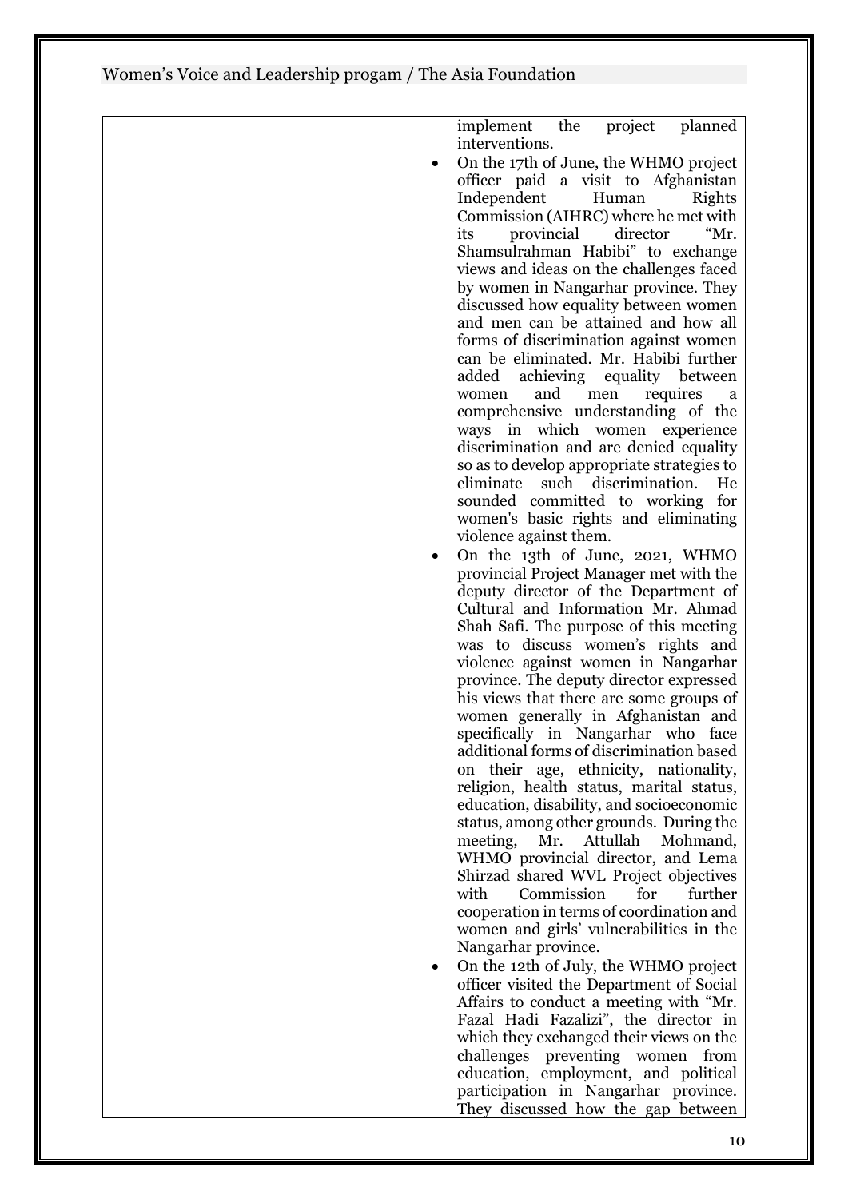| | |
|---|---|
| | implement the project planned interventions.<br>• On the 17th of June, the WHMO project officer paid a visit to Afghanistan Independent Human Rights Commission (AIHRC) where he met with its provincial director "Mr. Shamsulrahman Habibi" to exchange views and ideas on the challenges faced by women in Nangarhar province. They discussed how equality between women and men can be attained and how all forms of discrimination against women can be eliminated. Mr. Habibi further added achieving equality between women and men requires a comprehensive understanding of the ways in which women experience discrimination and are denied equality so as to develop appropriate strategies to eliminate such discrimination. He sounded committed to working for women's basic rights and eliminating violence against them.<br>• On the 13th of June, 2021, WHMO provincial Project Manager met with the deputy director of the Department of Cultural and Information Mr. Ahmad Shah Safi. The purpose of this meeting was to discuss women's rights and violence against women in Nangarhar province. The deputy director expressed his views that there are some groups of women generally in Afghanistan and specifically in Nangarhar who face additional forms of discrimination based on their age, ethnicity, nationality, religion, health status, marital status, education, disability, and socioeconomic status, among other grounds. During the meeting, Mr. Attullah Mohmand, WHMO provincial director, and Lema Shirzad shared WVL Project objectives with Commission for further cooperation in terms of coordination and women and girls' vulnerabilities in the Nangarhar province.<br>• On the 12th of July, the WHMO project officer visited the Department of Social Affairs to conduct a meeting with "Mr. Fazal Hadi Fazalizi", the director in which they exchanged their views on the challenges preventing women from education, employment, and political participation in Nangarhar province. They discussed how the gap between |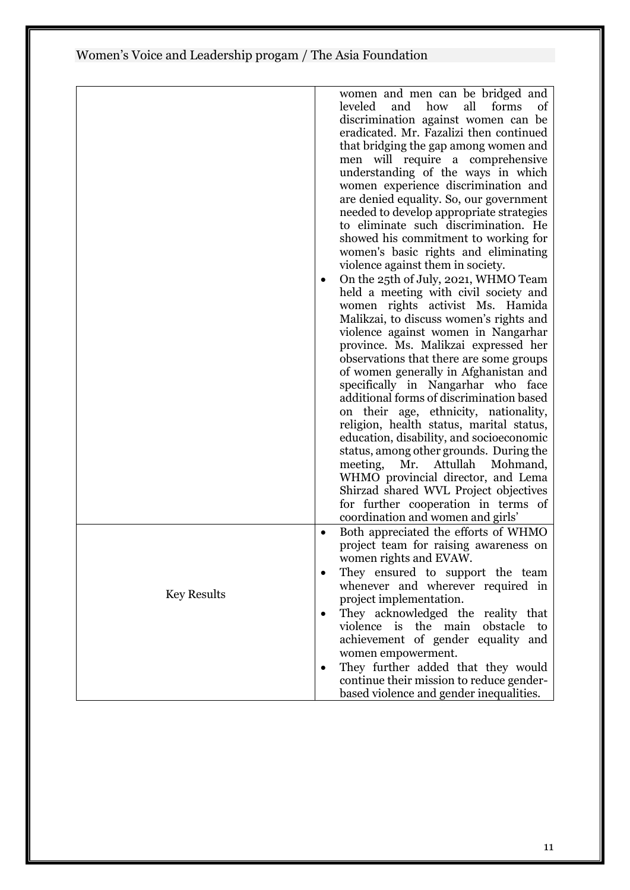| | |
|---|---|
| | women and men can be bridged and leveled and how all forms of discrimination against women can be eradicated. Mr. Fazalizi then continued that bridging the gap among women and men will require a comprehensive understanding of the ways in which women experience discrimination and are denied equality. So, our government needed to develop appropriate strategies to eliminate such discrimination. He showed his commitment to working for women's basic rights and eliminating violence against them in society.<br>• On the 25th of July, 2021, WHMO Team held a meeting with civil society and women rights activist Ms. Hamida Malikzai, to discuss women's rights and violence against women in Nangarhar province. Ms. Malikzai expressed her observations that there are some groups of women generally in Afghanistan and specifically in Nangarhar who face additional forms of discrimination based on their age, ethnicity, nationality, religion, health status, marital status, education, disability, and socioeconomic status, among other grounds. During the meeting, Mr. Attullah Mohmand, WHMO provincial director, and Lema Shirzad shared WVL Project objectives for further cooperation in terms of coordination and women and girls' |
| Key Results | • Both appreciated the efforts of WHMO project team for raising awareness on women rights and EVAW.<br>• They ensured to support the team whenever and wherever required in project implementation.<br>• They acknowledged the reality that violence is the main obstacle to achievement of gender equality and women empowerment.<br>• They further added that they would continue their mission to reduce gender-based violence and gender inequalities. |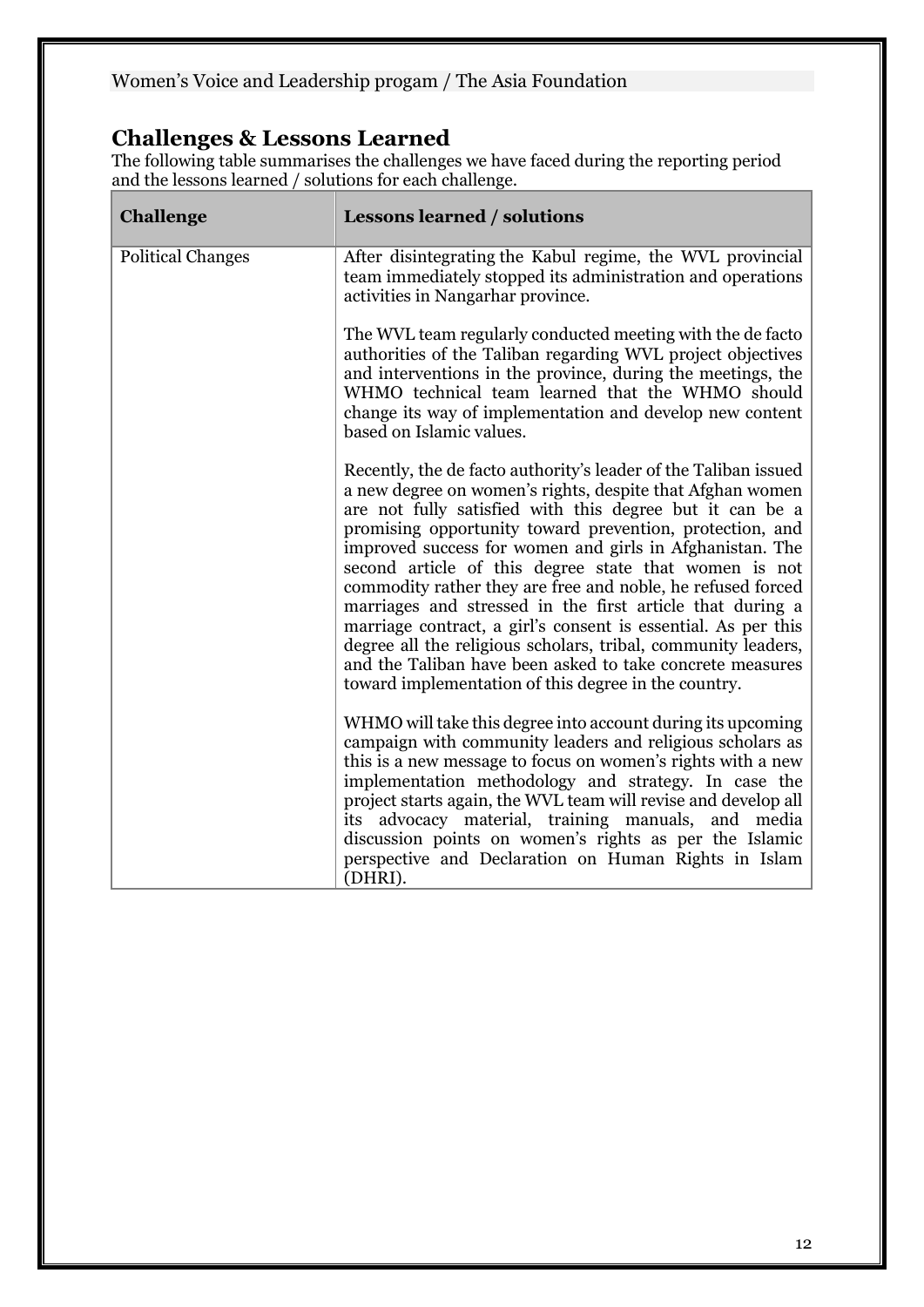## Challenges & Lessons Learned

The following table summarises the challenges we have faced during the reporting period and the lessons learned / solutions for each challenge.

| Challenge | Lessons learned / solutions |
|---|---|
| Political Changes | After disintegrating the Kabul regime, the WVL provincial team immediately stopped its administration and operations activities in Nangarhar province.<br><br>The WVL team regularly conducted meeting with the de facto authorities of the Taliban regarding WVL project objectives and interventions in the province, during the meetings, the WHMO technical team learned that the WHMO should change its way of implementation and develop new content based on Islamic values.<br><br>Recently, the de facto authority's leader of the Taliban issued a new degree on women's rights, despite that Afghan women are not fully satisfied with this degree but it can be a promising opportunity toward prevention, protection, and improved success for women and girls in Afghanistan. The second article of this degree state that women is not commodity rather they are free and noble, he refused forced marriages and stressed in the first article that during a marriage contract, a girl's consent is essential. As per this degree all the religious scholars, tribal, community leaders, and the Taliban have been asked to take concrete measures toward implementation of this degree in the country.<br><br>WHMO will take this degree into account during its upcoming campaign with community leaders and religious scholars as this is a new message to focus on women's rights with a new implementation methodology and strategy. In case the project starts again, the WVL team will revise and develop all its advocacy material, training manuals, and media discussion points on women's rights as per the Islamic perspective and Declaration on Human Rights in Islam (DHRI). |